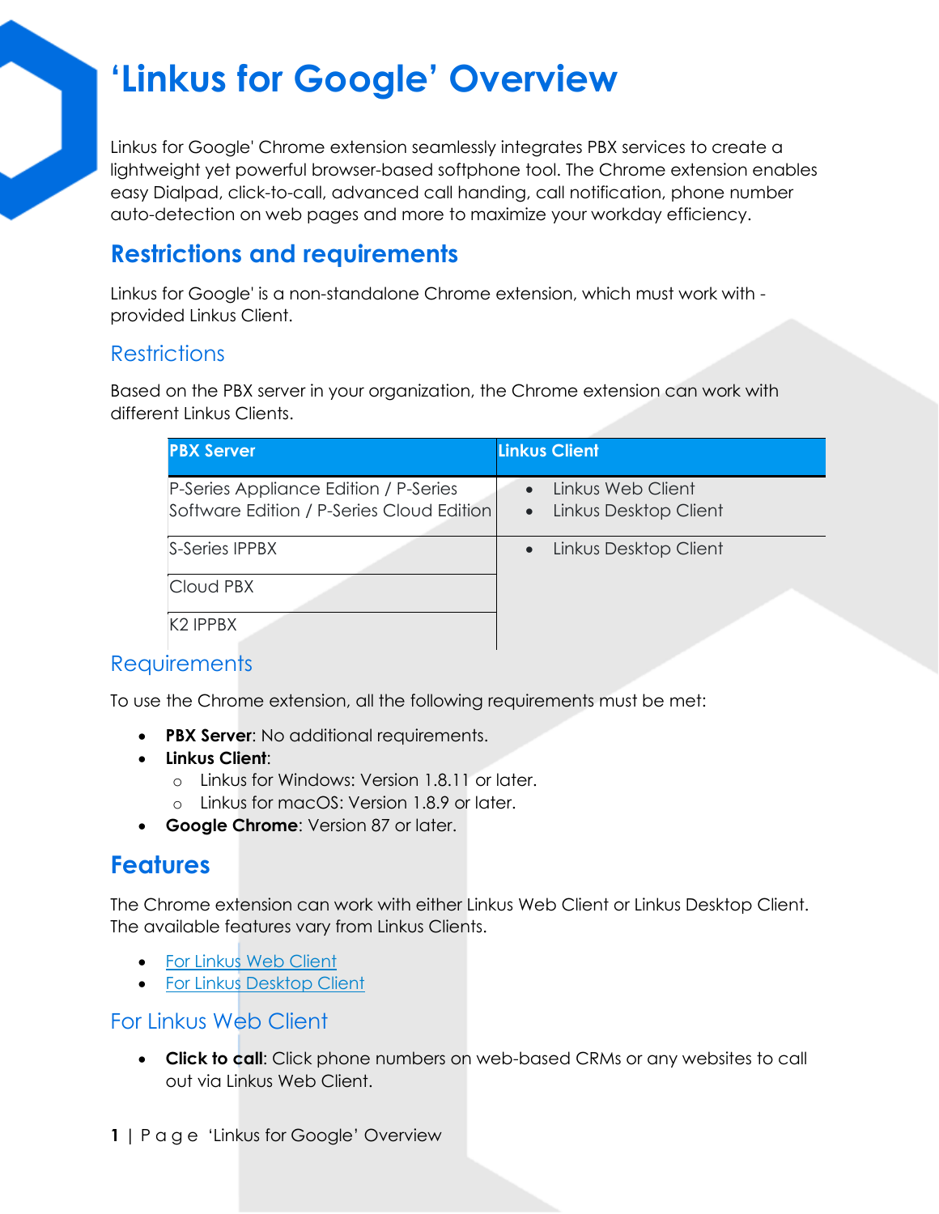# 'Linkus for Google' Overview

Linkus for Google' Chrome extension seamlessly integrates PBX services to create a lightweight yet powerful browser-based softphone tool. The Chrome extension enables easy Dialpad, click-to-call, advanced call handing, call notification, phone number auto-detection on web pages and more to maximize your workday efficiency.

## Restrictions and requirements

Linkus for Google' is a non-standalone Chrome extension, which must work with -provided Linkus Client.

### Restrictions

Based on the PBX server in your organization, the Chrome extension can work with different Linkus Clients.

| PBX Server | Linkus Client |
|---|---|
| P-Series Appliance Edition / P-Series Software Edition / P-Series Cloud Edition | • Linkus Web Client<br>• Linkus Desktop Client |
| S-Series IPPBX | • Linkus Desktop Client |
| Cloud PBX | |
| K2 IPPBX | |

### Requirements

To use the Chrome extension, all the following requirements must be met:

- **PBX Server**: No additional requirements.
- **Linkus Client**:
  - Linkus for Windows: Version 1.8.11 or later.
  - Linkus for macOS: Version 1.8.9 or later.
- **Google Chrome**: Version 87 or later.

## Features

The Chrome extension can work with either Linkus Web Client or Linkus Desktop Client. The available features vary from Linkus Clients.

- For Linkus Web Client
- For Linkus Desktop Client

### For Linkus Web Client

- **Click to call**: Click phone numbers on web-based CRMs or any websites to call out via Linkus Web Client.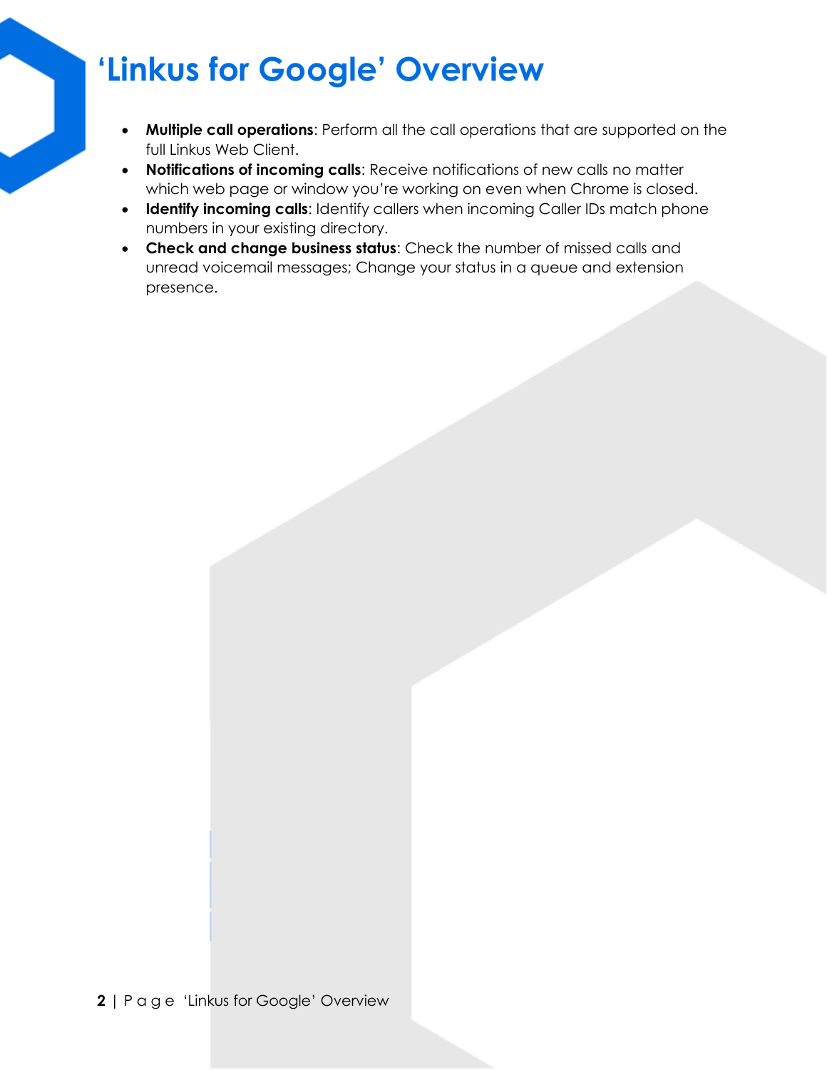# 'Linkus for Google' Overview

- **Multiple call operations**: Perform all the call operations that are supported on the full Linkus Web Client.
- **Notifications of incoming calls**: Receive notifications of new calls no matter which web page or window you're working on even when Chrome is closed.
- **Identify incoming calls**: Identify callers when incoming Caller IDs match phone numbers in your existing directory.
- **Check and change business status**: Check the number of missed calls and unread voicemail messages; Change your status in a queue and extension presence.